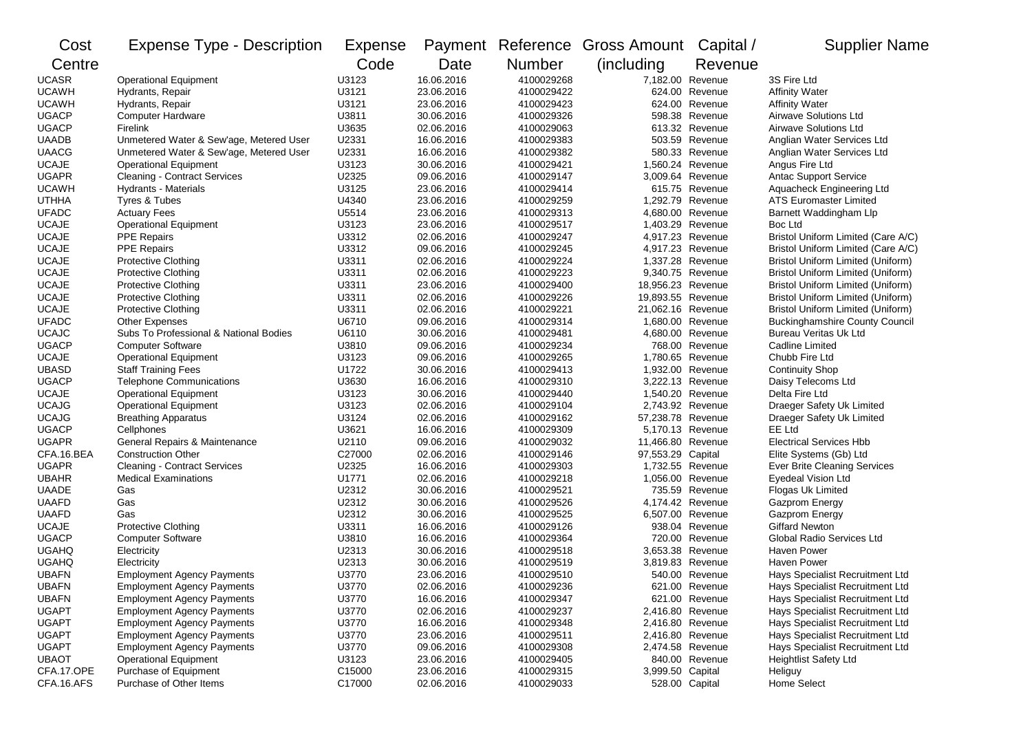| Cost Centre | Expense Type - Description | Expense Code | Payment Date | Reference Number | Gross Amount (including | Capital / Revenue | Supplier Name |
|---|---|---|---|---|---|---|---|
| UCASR | Operational Equipment | U3123 | 16.06.2016 | 4100029268 | 7,182.00 | Revenue | 3S Fire Ltd |
| UCAWH | Hydrants, Repair | U3121 | 23.06.2016 | 4100029422 | 624.00 | Revenue | Affinity Water |
| UCAWH | Hydrants, Repair | U3121 | 23.06.2016 | 4100029423 | 624.00 | Revenue | Affinity Water |
| UGACP | Computer Hardware | U3811 | 30.06.2016 | 4100029326 | 598.38 | Revenue | Airwave Solutions Ltd |
| UGACP | Firelink | U3635 | 02.06.2016 | 4100029063 | 613.32 | Revenue | Airwave Solutions Ltd |
| UAADB | Unmetered Water & Sew'age, Metered User | U2331 | 16.06.2016 | 4100029383 | 503.59 | Revenue | Anglian Water Services Ltd |
| UAACG | Unmetered Water & Sew'age, Metered User | U2331 | 16.06.2016 | 4100029382 | 580.33 | Revenue | Anglian Water Services Ltd |
| UCAJE | Operational Equipment | U3123 | 30.06.2016 | 4100029421 | 1,560.24 | Revenue | Angus Fire Ltd |
| UGAPR | Cleaning - Contract Services | U2325 | 09.06.2016 | 4100029147 | 3,009.64 | Revenue | Antac Support Service |
| UCAWH | Hydrants - Materials | U3125 | 23.06.2016 | 4100029414 | 615.75 | Revenue | Aquacheck Engineering Ltd |
| UTHHA | Tyres & Tubes | U4340 | 23.06.2016 | 4100029259 | 1,292.79 | Revenue | ATS Euromaster Limited |
| UFADC | Actuary Fees | U5514 | 23.06.2016 | 4100029313 | 4,680.00 | Revenue | Barnett Waddingham Llp |
| UCAJE | Operational Equipment | U3123 | 23.06.2016 | 4100029517 | 1,403.29 | Revenue | Boc Ltd |
| UCAJE | PPE Repairs | U3312 | 02.06.2016 | 4100029247 | 4,917.23 | Revenue | Bristol Uniform Limited (Care A/C) |
| UCAJE | PPE Repairs | U3312 | 09.06.2016 | 4100029245 | 4,917.23 | Revenue | Bristol Uniform Limited (Care A/C) |
| UCAJE | Protective Clothing | U3311 | 02.06.2016 | 4100029224 | 1,337.28 | Revenue | Bristol Uniform Limited (Uniform) |
| UCAJE | Protective Clothing | U3311 | 02.06.2016 | 4100029223 | 9,340.75 | Revenue | Bristol Uniform Limited (Uniform) |
| UCAJE | Protective Clothing | U3311 | 23.06.2016 | 4100029400 | 18,956.23 | Revenue | Bristol Uniform Limited (Uniform) |
| UCAJE | Protective Clothing | U3311 | 02.06.2016 | 4100029226 | 19,893.55 | Revenue | Bristol Uniform Limited (Uniform) |
| UCAJE | Protective Clothing | U3311 | 02.06.2016 | 4100029221 | 21,062.16 | Revenue | Bristol Uniform Limited (Uniform) |
| UFADC | Other Expenses | U6710 | 09.06.2016 | 4100029314 | 1,680.00 | Revenue | Buckinghamshire County Council |
| UCAJC | Subs To Professional & National Bodies | U6110 | 30.06.2016 | 4100029481 | 4,680.00 | Revenue | Bureau Veritas Uk Ltd |
| UGACP | Computer Software | U3810 | 09.06.2016 | 4100029234 | 768.00 | Revenue | Cadline Limited |
| UCAJE | Operational Equipment | U3123 | 09.06.2016 | 4100029265 | 1,780.65 | Revenue | Chubb Fire Ltd |
| UBASD | Staff Training Fees | U1722 | 30.06.2016 | 4100029413 | 1,932.00 | Revenue | Continuity Shop |
| UGACP | Telephone Communications | U3630 | 16.06.2016 | 4100029310 | 3,222.13 | Revenue | Daisy Telecoms Ltd |
| UCAJE | Operational Equipment | U3123 | 30.06.2016 | 4100029440 | 1,540.20 | Revenue | Delta Fire Ltd |
| UCAJG | Operational Equipment | U3123 | 02.06.2016 | 4100029104 | 2,743.92 | Revenue | Draeger Safety Uk Limited |
| UCAJG | Breathing Apparatus | U3124 | 02.06.2016 | 4100029162 | 57,238.78 | Revenue | Draeger Safety Uk Limited |
| UGACP | Cellphones | U3621 | 16.06.2016 | 4100029309 | 5,170.13 | Revenue | EE Ltd |
| UGAPR | General Repairs & Maintenance | U2110 | 09.06.2016 | 4100029032 | 11,466.80 | Revenue | Electrical Services Hbb |
| CFA.16.BEA | Construction Other | C27000 | 02.06.2016 | 4100029146 | 97,553.29 | Capital | Elite Systems (Gb) Ltd |
| UGAPR | Cleaning - Contract Services | U2325 | 16.06.2016 | 4100029303 | 1,732.55 | Revenue | Ever Brite Cleaning Services |
| UBAHR | Medical Examinations | U1771 | 02.06.2016 | 4100029218 | 1,056.00 | Revenue | Eyedeal Vision Ltd |
| UAADE | Gas | U2312 | 30.06.2016 | 4100029521 | 735.59 | Revenue | Flogas Uk Limited |
| UAAFD | Gas | U2312 | 30.06.2016 | 4100029526 | 4,174.42 | Revenue | Gazprom Energy |
| UAAFD | Gas | U2312 | 30.06.2016 | 4100029525 | 6,507.00 | Revenue | Gazprom Energy |
| UCAJE | Protective Clothing | U3311 | 16.06.2016 | 4100029126 | 938.04 | Revenue | Giffard Newton |
| UGACP | Computer Software | U3810 | 16.06.2016 | 4100029364 | 720.00 | Revenue | Global Radio Services Ltd |
| UGAHQ | Electricity | U2313 | 30.06.2016 | 4100029518 | 3,653.38 | Revenue | Haven Power |
| UGAHQ | Electricity | U2313 | 30.06.2016 | 4100029519 | 3,819.83 | Revenue | Haven Power |
| UBAFN | Employment Agency Payments | U3770 | 23.06.2016 | 4100029510 | 540.00 | Revenue | Hays Specialist Recruitment Ltd |
| UBAFN | Employment Agency Payments | U3770 | 02.06.2016 | 4100029236 | 621.00 | Revenue | Hays Specialist Recruitment Ltd |
| UBAFN | Employment Agency Payments | U3770 | 16.06.2016 | 4100029347 | 621.00 | Revenue | Hays Specialist Recruitment Ltd |
| UGAPT | Employment Agency Payments | U3770 | 02.06.2016 | 4100029237 | 2,416.80 | Revenue | Hays Specialist Recruitment Ltd |
| UGAPT | Employment Agency Payments | U3770 | 16.06.2016 | 4100029348 | 2,416.80 | Revenue | Hays Specialist Recruitment Ltd |
| UGAPT | Employment Agency Payments | U3770 | 23.06.2016 | 4100029511 | 2,416.80 | Revenue | Hays Specialist Recruitment Ltd |
| UGAPT | Employment Agency Payments | U3770 | 09.06.2016 | 4100029308 | 2,474.58 | Revenue | Hays Specialist Recruitment Ltd |
| UBAOT | Operational Equipment | U3123 | 23.06.2016 | 4100029405 | 840.00 | Revenue | Heightlist Safety Ltd |
| CFA.17.OPE | Purchase of Equipment | C15000 | 23.06.2016 | 4100029315 | 3,999.50 | Capital | Heliguy |
| CFA.16.AFS | Purchase of Other Items | C17000 | 02.06.2016 | 4100029033 | 528.00 | Capital | Home Select |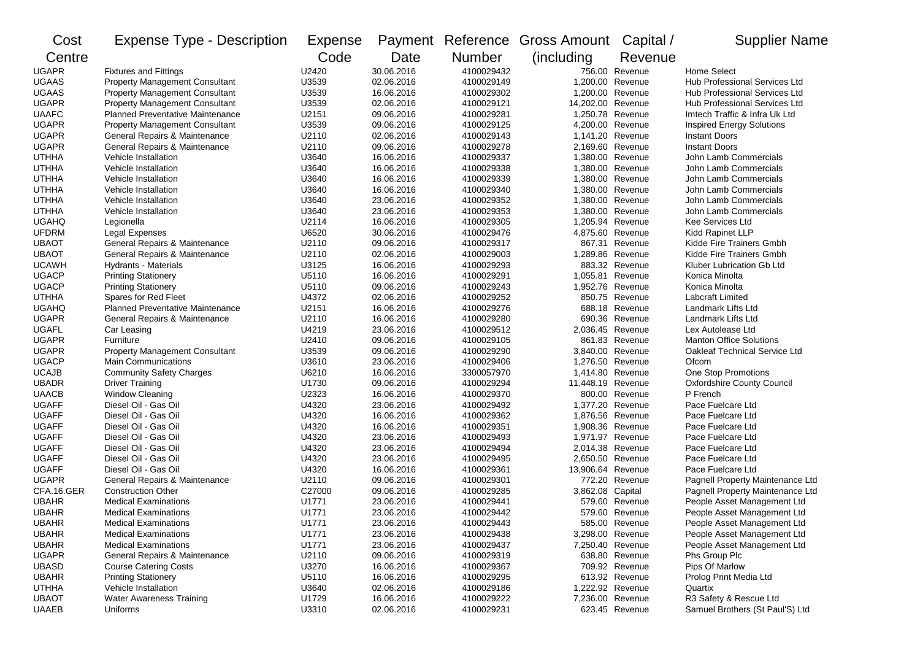| Cost Centre | Expense Type - Description | Expense Code | Payment Date | Reference Number | Gross Amount (including | Capital / Revenue | Supplier Name |
|---|---|---|---|---|---|---|---|
| UGAPR | Fixtures and Fittings | U2420 | 30.06.2016 | 4100029432 | 756.00 | Revenue | Home Select |
| UGAAS | Property Management Consultant | U3539 | 02.06.2016 | 4100029149 | 1,200.00 | Revenue | Hub Professional Services Ltd |
| UGAAS | Property Management Consultant | U3539 | 16.06.2016 | 4100029302 | 1,200.00 | Revenue | Hub Professional Services Ltd |
| UGAPR | Property Management Consultant | U3539 | 02.06.2016 | 4100029121 | 14,202.00 | Revenue | Hub Professional Services Ltd |
| UAAFC | Planned Preventative Maintenance | U2151 | 09.06.2016 | 4100029281 | 1,250.78 | Revenue | Imtech Traffic & Infra Uk Ltd |
| UGAPR | Property Management Consultant | U3539 | 09.06.2016 | 4100029125 | 4,200.00 | Revenue | Inspired Energy Solutions |
| UGAPR | General Repairs & Maintenance | U2110 | 02.06.2016 | 4100029143 | 1,141.20 | Revenue | Instant Doors |
| UGAPR | General Repairs & Maintenance | U2110 | 09.06.2016 | 4100029278 | 2,169.60 | Revenue | Instant Doors |
| UTHHA | Vehicle Installation | U3640 | 16.06.2016 | 4100029337 | 1,380.00 | Revenue | John Lamb Commercials |
| UTHHA | Vehicle Installation | U3640 | 16.06.2016 | 4100029338 | 1,380.00 | Revenue | John Lamb Commercials |
| UTHHA | Vehicle Installation | U3640 | 16.06.2016 | 4100029339 | 1,380.00 | Revenue | John Lamb Commercials |
| UTHHA | Vehicle Installation | U3640 | 16.06.2016 | 4100029340 | 1,380.00 | Revenue | John Lamb Commercials |
| UTHHA | Vehicle Installation | U3640 | 23.06.2016 | 4100029352 | 1,380.00 | Revenue | John Lamb Commercials |
| UTHHA | Vehicle Installation | U3640 | 23.06.2016 | 4100029353 | 1,380.00 | Revenue | John Lamb Commercials |
| UGAHQ | Legionella | U2114 | 16.06.2016 | 4100029305 | 1,205.94 | Revenue | Kee Services Ltd |
| UFDRM | Legal Expenses | U6520 | 30.06.2016 | 4100029476 | 4,875.60 | Revenue | Kidd Rapinet LLP |
| UBAOT | General Repairs & Maintenance | U2110 | 09.06.2016 | 4100029317 | 867.31 | Revenue | Kidde Fire Trainers Gmbh |
| UBAOT | General Repairs & Maintenance | U2110 | 02.06.2016 | 4100029003 | 1,289.86 | Revenue | Kidde Fire Trainers Gmbh |
| UCAWH | Hydrants - Materials | U3125 | 16.06.2016 | 4100029293 | 883.32 | Revenue | Kluber Lubrication Gb Ltd |
| UGACP | Printing Stationery | U5110 | 16.06.2016 | 4100029291 | 1,055.81 | Revenue | Konica Minolta |
| UGACP | Printing Stationery | U5110 | 09.06.2016 | 4100029243 | 1,952.76 | Revenue | Konica Minolta |
| UTHHA | Spares for Red Fleet | U4372 | 02.06.2016 | 4100029252 | 850.75 | Revenue | Labcraft Limited |
| UGAHQ | Planned Preventative Maintenance | U2151 | 16.06.2016 | 4100029276 | 688.18 | Revenue | Landmark Lifts Ltd |
| UGAPR | General Repairs & Maintenance | U2110 | 16.06.2016 | 4100029280 | 690.36 | Revenue | Landmark Lifts Ltd |
| UGAFL | Car Leasing | U4219 | 23.06.2016 | 4100029512 | 2,036.45 | Revenue | Lex Autolease Ltd |
| UGAPR | Furniture | U2410 | 09.06.2016 | 4100029105 | 861.83 | Revenue | Manton Office Solutions |
| UGAPR | Property Management Consultant | U3539 | 09.06.2016 | 4100029290 | 3,840.00 | Revenue | Oakleaf Technical Service Ltd |
| UGACP | Main Communications | U3610 | 23.06.2016 | 4100029406 | 1,276.50 | Revenue | Ofcom |
| UCAJB | Community Safety Charges | U6210 | 16.06.2016 | 3300057970 | 1,414.80 | Revenue | One Stop Promotions |
| UBADR | Driver Training | U1730 | 09.06.2016 | 4100029294 | 11,448.19 | Revenue | Oxfordshire County Council |
| UAACB | Window Cleaning | U2323 | 16.06.2016 | 4100029370 | 800.00 | Revenue | P French |
| UGAFF | Diesel Oil - Gas Oil | U4320 | 23.06.2016 | 4100029492 | 1,377.20 | Revenue | Pace Fuelcare Ltd |
| UGAFF | Diesel Oil - Gas Oil | U4320 | 16.06.2016 | 4100029362 | 1,876.56 | Revenue | Pace Fuelcare Ltd |
| UGAFF | Diesel Oil - Gas Oil | U4320 | 16.06.2016 | 4100029351 | 1,908.36 | Revenue | Pace Fuelcare Ltd |
| UGAFF | Diesel Oil - Gas Oil | U4320 | 23.06.2016 | 4100029493 | 1,971.97 | Revenue | Pace Fuelcare Ltd |
| UGAFF | Diesel Oil - Gas Oil | U4320 | 23.06.2016 | 4100029494 | 2,014.38 | Revenue | Pace Fuelcare Ltd |
| UGAFF | Diesel Oil - Gas Oil | U4320 | 23.06.2016 | 4100029495 | 2,650.50 | Revenue | Pace Fuelcare Ltd |
| UGAFF | Diesel Oil - Gas Oil | U4320 | 16.06.2016 | 4100029361 | 13,906.64 | Revenue | Pace Fuelcare Ltd |
| UGAPR | General Repairs & Maintenance | U2110 | 09.06.2016 | 4100029301 | 772.20 | Revenue | Pagnell Property Maintenance Ltd |
| CFA.16.GER | Construction Other | C27000 | 09.06.2016 | 4100029285 | 3,862.08 | Capital | Pagnell Property Maintenance Ltd |
| UBAHR | Medical Examinations | U1771 | 23.06.2016 | 4100029441 | 579.60 | Revenue | People Asset Management Ltd |
| UBAHR | Medical Examinations | U1771 | 23.06.2016 | 4100029442 | 579.60 | Revenue | People Asset Management Ltd |
| UBAHR | Medical Examinations | U1771 | 23.06.2016 | 4100029443 | 585.00 | Revenue | People Asset Management Ltd |
| UBAHR | Medical Examinations | U1771 | 23.06.2016 | 4100029438 | 3,298.00 | Revenue | People Asset Management Ltd |
| UBAHR | Medical Examinations | U1771 | 23.06.2016 | 4100029437 | 7,250.40 | Revenue | People Asset Management Ltd |
| UGAPR | General Repairs & Maintenance | U2110 | 09.06.2016 | 4100029319 | 638.80 | Revenue | Phs Group Plc |
| UBASD | Course Catering Costs | U3270 | 16.06.2016 | 4100029367 | 709.92 | Revenue | Pips Of Marlow |
| UBAHR | Printing Stationery | U5110 | 16.06.2016 | 4100029295 | 613.92 | Revenue | Prolog Print Media Ltd |
| UTHHA | Vehicle Installation | U3640 | 02.06.2016 | 4100029186 | 1,222.92 | Revenue | Quartix |
| UBAOT | Water Awareness Training | U1729 | 16.06.2016 | 4100029222 | 7,236.00 | Revenue | R3 Safety & Rescue Ltd |
| UAAEB | Uniforms | U3310 | 02.06.2016 | 4100029231 | 623.45 | Revenue | Samuel Brothers (St Paul'S) Ltd |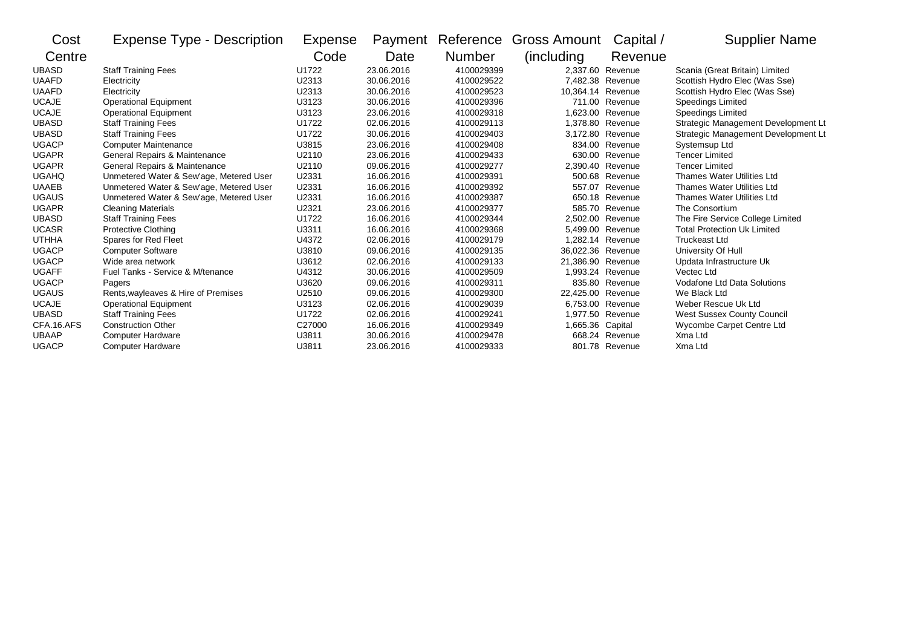| Cost Centre | Expense Type - Description | Expense Code | Payment Date | Reference Number | Gross Amount (including | Capital / Revenue | Supplier Name |
|---|---|---|---|---|---|---|---|
| UBASD | Staff Training Fees | U1722 | 23.06.2016 | 4100029399 | 2,337.60 | Revenue | Scania (Great Britain) Limited |
| UAAFD | Electricity | U2313 | 30.06.2016 | 4100029522 | 7,482.38 | Revenue | Scottish Hydro Elec (Was Sse) |
| UAAFD | Electricity | U2313 | 30.06.2016 | 4100029523 | 10,364.14 | Revenue | Scottish Hydro Elec (Was Sse) |
| UCAJE | Operational Equipment | U3123 | 30.06.2016 | 4100029396 | 711.00 | Revenue | Speedings Limited |
| UCAJE | Operational Equipment | U3123 | 23.06.2016 | 4100029318 | 1,623.00 | Revenue | Speedings Limited |
| UBASD | Staff Training Fees | U1722 | 02.06.2016 | 4100029113 | 1,378.80 | Revenue | Strategic Management Development Lt |
| UBASD | Staff Training Fees | U1722 | 30.06.2016 | 4100029403 | 3,172.80 | Revenue | Strategic Management Development Lt |
| UGACP | Computer Maintenance | U3815 | 23.06.2016 | 4100029408 | 834.00 | Revenue | Systemsup Ltd |
| UGAPR | General Repairs & Maintenance | U2110 | 23.06.2016 | 4100029433 | 630.00 | Revenue | Tencer Limited |
| UGAPR | General Repairs & Maintenance | U2110 | 09.06.2016 | 4100029277 | 2,390.40 | Revenue | Tencer Limited |
| UGAHQ | Unmetered Water & Sew'age, Metered User | U2331 | 16.06.2016 | 4100029391 | 500.68 | Revenue | Thames Water Utilities Ltd |
| UAAEB | Unmetered Water & Sew'age, Metered User | U2331 | 16.06.2016 | 4100029392 | 557.07 | Revenue | Thames Water Utilities Ltd |
| UGAUS | Unmetered Water & Sew'age, Metered User | U2331 | 16.06.2016 | 4100029387 | 650.18 | Revenue | Thames Water Utilities Ltd |
| UGAPR | Cleaning Materials | U2321 | 23.06.2016 | 4100029377 | 585.70 | Revenue | The Consortium |
| UBASD | Staff Training Fees | U1722 | 16.06.2016 | 4100029344 | 2,502.00 | Revenue | The Fire Service College Limited |
| UCASR | Protective Clothing | U3311 | 16.06.2016 | 4100029368 | 5,499.00 | Revenue | Total Protection Uk Limited |
| UTHHA | Spares for Red Fleet | U4372 | 02.06.2016 | 4100029179 | 1,282.14 | Revenue | Truckeast Ltd |
| UGACP | Computer Software | U3810 | 09.06.2016 | 4100029135 | 36,022.36 | Revenue | University Of Hull |
| UGACP | Wide area network | U3612 | 02.06.2016 | 4100029133 | 21,386.90 | Revenue | Updata Infrastructure Uk |
| UGAFF | Fuel Tanks - Service & M/tenance | U4312 | 30.06.2016 | 4100029509 | 1,993.24 | Revenue | Vectec Ltd |
| UGACP | Pagers | U3620 | 09.06.2016 | 4100029311 | 835.80 | Revenue | Vodafone Ltd Data Solutions |
| UGAUS | Rents,wayleaves & Hire of Premises | U2510 | 09.06.2016 | 4100029300 | 22,425.00 | Revenue | We Black Ltd |
| UCAJE | Operational Equipment | U3123 | 02.06.2016 | 4100029039 | 6,753.00 | Revenue | Weber Rescue Uk Ltd |
| UBASD | Staff Training Fees | U1722 | 02.06.2016 | 4100029241 | 1,977.50 | Revenue | West Sussex County Council |
| CFA.16.AFS | Construction Other | C27000 | 16.06.2016 | 4100029349 | 1,665.36 | Capital | Wycombe Carpet Centre Ltd |
| UBAAP | Computer Hardware | U3811 | 30.06.2016 | 4100029478 | 668.24 | Revenue | Xma Ltd |
| UGACP | Computer Hardware | U3811 | 23.06.2016 | 4100029333 | 801.78 | Revenue | Xma Ltd |